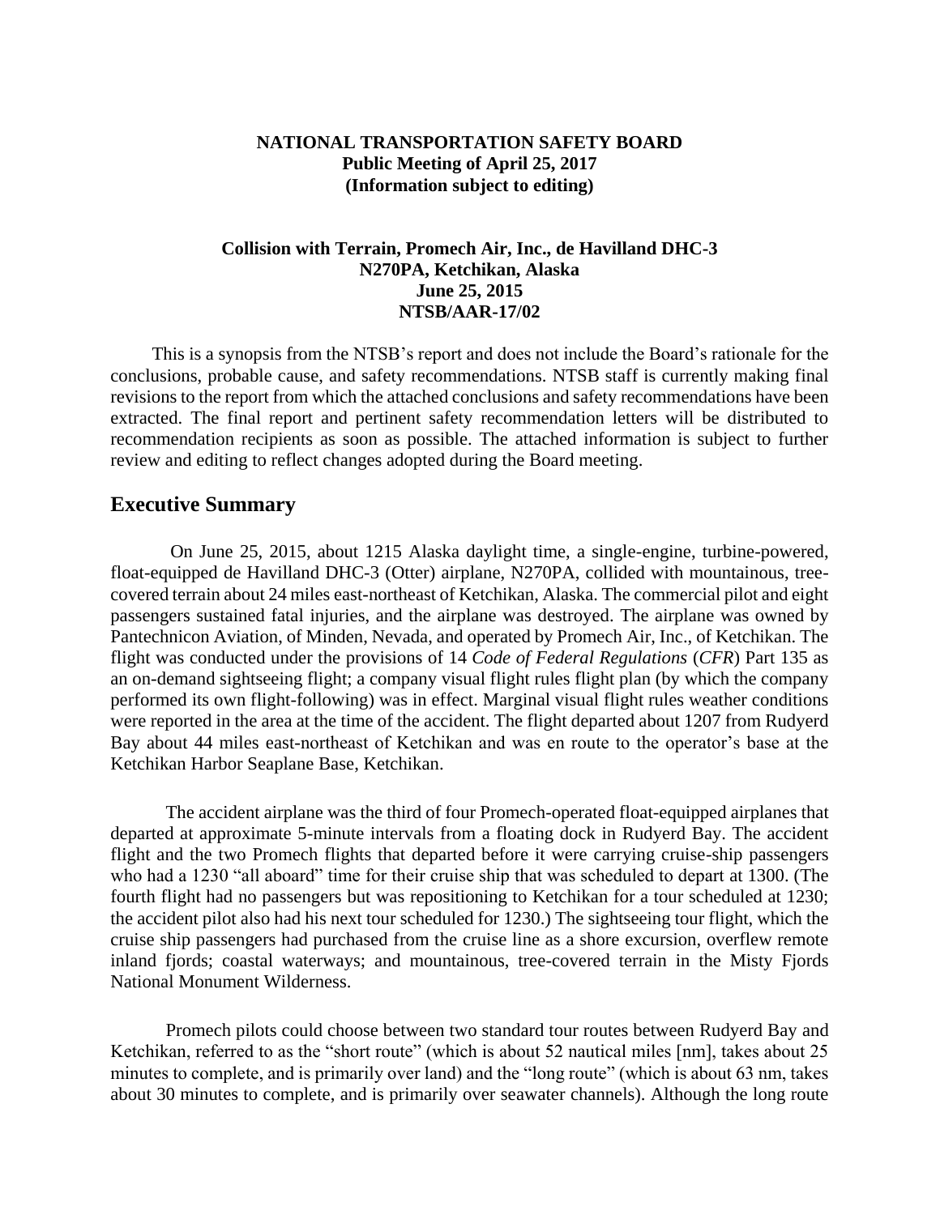**NATIONAL TRANSPORTATION SAFETY BOARD**
**Public Meeting of April 25, 2017**
**(Information subject to editing)**

**Collision with Terrain, Promech Air, Inc., de Havilland DHC-3**
**N270PA, Ketchikan, Alaska**
**June 25, 2015**
**NTSB/AAR-17/02**

This is a synopsis from the NTSB's report and does not include the Board's rationale for the conclusions, probable cause, and safety recommendations. NTSB staff is currently making final revisions to the report from which the attached conclusions and safety recommendations have been extracted. The final report and pertinent safety recommendation letters will be distributed to recommendation recipients as soon as possible. The attached information is subject to further review and editing to reflect changes adopted during the Board meeting.

## Executive Summary

On June 25, 2015, about 1215 Alaska daylight time, a single-engine, turbine-powered, float-equipped de Havilland DHC-3 (Otter) airplane, N270PA, collided with mountainous, tree-covered terrain about 24 miles east-northeast of Ketchikan, Alaska. The commercial pilot and eight passengers sustained fatal injuries, and the airplane was destroyed. The airplane was owned by Pantechnicon Aviation, of Minden, Nevada, and operated by Promech Air, Inc., of Ketchikan. The flight was conducted under the provisions of 14 *Code of Federal Regulations* (*CFR*) Part 135 as an on-demand sightseeing flight; a company visual flight rules flight plan (by which the company performed its own flight-following) was in effect. Marginal visual flight rules weather conditions were reported in the area at the time of the accident. The flight departed about 1207 from Rudyerd Bay about 44 miles east-northeast of Ketchikan and was en route to the operator's base at the Ketchikan Harbor Seaplane Base, Ketchikan.

The accident airplane was the third of four Promech-operated float-equipped airplanes that departed at approximate 5-minute intervals from a floating dock in Rudyerd Bay. The accident flight and the two Promech flights that departed before it were carrying cruise-ship passengers who had a 1230 "all aboard" time for their cruise ship that was scheduled to depart at 1300. (The fourth flight had no passengers but was repositioning to Ketchikan for a tour scheduled at 1230; the accident pilot also had his next tour scheduled for 1230.) The sightseeing tour flight, which the cruise ship passengers had purchased from the cruise line as a shore excursion, overflew remote inland fjords; coastal waterways; and mountainous, tree-covered terrain in the Misty Fjords National Monument Wilderness.

Promech pilots could choose between two standard tour routes between Rudyerd Bay and Ketchikan, referred to as the "short route" (which is about 52 nautical miles [nm], takes about 25 minutes to complete, and is primarily over land) and the "long route" (which is about 63 nm, takes about 30 minutes to complete, and is primarily over seawater channels). Although the long route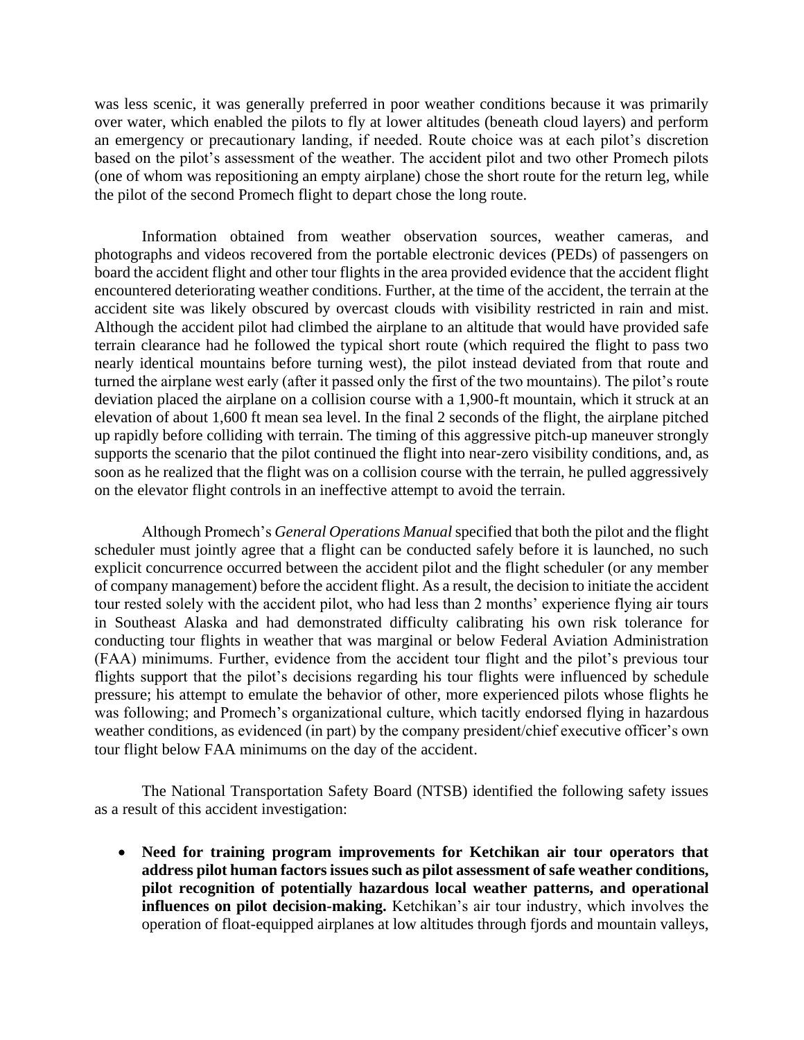was less scenic, it was generally preferred in poor weather conditions because it was primarily over water, which enabled the pilots to fly at lower altitudes (beneath cloud layers) and perform an emergency or precautionary landing, if needed. Route choice was at each pilot's discretion based on the pilot's assessment of the weather. The accident pilot and two other Promech pilots (one of whom was repositioning an empty airplane) chose the short route for the return leg, while the pilot of the second Promech flight to depart chose the long route.

Information obtained from weather observation sources, weather cameras, and photographs and videos recovered from the portable electronic devices (PEDs) of passengers on board the accident flight and other tour flights in the area provided evidence that the accident flight encountered deteriorating weather conditions. Further, at the time of the accident, the terrain at the accident site was likely obscured by overcast clouds with visibility restricted in rain and mist. Although the accident pilot had climbed the airplane to an altitude that would have provided safe terrain clearance had he followed the typical short route (which required the flight to pass two nearly identical mountains before turning west), the pilot instead deviated from that route and turned the airplane west early (after it passed only the first of the two mountains). The pilot's route deviation placed the airplane on a collision course with a 1,900-ft mountain, which it struck at an elevation of about 1,600 ft mean sea level. In the final 2 seconds of the flight, the airplane pitched up rapidly before colliding with terrain. The timing of this aggressive pitch-up maneuver strongly supports the scenario that the pilot continued the flight into near-zero visibility conditions, and, as soon as he realized that the flight was on a collision course with the terrain, he pulled aggressively on the elevator flight controls in an ineffective attempt to avoid the terrain.

Although Promech's *General Operations Manual* specified that both the pilot and the flight scheduler must jointly agree that a flight can be conducted safely before it is launched, no such explicit concurrence occurred between the accident pilot and the flight scheduler (or any member of company management) before the accident flight. As a result, the decision to initiate the accident tour rested solely with the accident pilot, who had less than 2 months' experience flying air tours in Southeast Alaska and had demonstrated difficulty calibrating his own risk tolerance for conducting tour flights in weather that was marginal or below Federal Aviation Administration (FAA) minimums. Further, evidence from the accident tour flight and the pilot's previous tour flights support that the pilot's decisions regarding his tour flights were influenced by schedule pressure; his attempt to emulate the behavior of other, more experienced pilots whose flights he was following; and Promech's organizational culture, which tacitly endorsed flying in hazardous weather conditions, as evidenced (in part) by the company president/chief executive officer's own tour flight below FAA minimums on the day of the accident.

The National Transportation Safety Board (NTSB) identified the following safety issues as a result of this accident investigation:

- **Need for training program improvements for Ketchikan air tour operators that address pilot human factors issues such as pilot assessment of safe weather conditions, pilot recognition of potentially hazardous local weather patterns, and operational influences on pilot decision-making.** Ketchikan's air tour industry, which involves the operation of float-equipped airplanes at low altitudes through fjords and mountain valleys,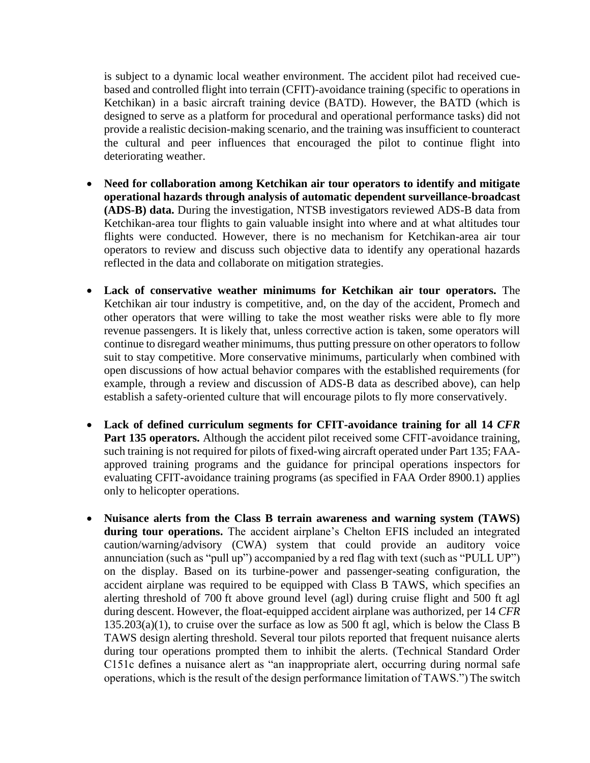is subject to a dynamic local weather environment. The accident pilot had received cue-based and controlled flight into terrain (CFIT)-avoidance training (specific to operations in Ketchikan) in a basic aircraft training device (BATD). However, the BATD (which is designed to serve as a platform for procedural and operational performance tasks) did not provide a realistic decision-making scenario, and the training was insufficient to counteract the cultural and peer influences that encouraged the pilot to continue flight into deteriorating weather.

- **Need for collaboration among Ketchikan air tour operators to identify and mitigate operational hazards through analysis of automatic dependent surveillance-broadcast (ADS-B) data.** During the investigation, NTSB investigators reviewed ADS-B data from Ketchikan-area tour flights to gain valuable insight into where and at what altitudes tour flights were conducted. However, there is no mechanism for Ketchikan-area air tour operators to review and discuss such objective data to identify any operational hazards reflected in the data and collaborate on mitigation strategies.

- **Lack of conservative weather minimums for Ketchikan air tour operators.** The Ketchikan air tour industry is competitive, and, on the day of the accident, Promech and other operators that were willing to take the most weather risks were able to fly more revenue passengers. It is likely that, unless corrective action is taken, some operators will continue to disregard weather minimums, thus putting pressure on other operators to follow suit to stay competitive. More conservative minimums, particularly when combined with open discussions of how actual behavior compares with the established requirements (for example, through a review and discussion of ADS-B data as described above), can help establish a safety-oriented culture that will encourage pilots to fly more conservatively.

- **Lack of defined curriculum segments for CFIT-avoidance training for all 14 *CFR* Part 135 operators.** Although the accident pilot received some CFIT-avoidance training, such training is not required for pilots of fixed-wing aircraft operated under Part 135; FAA-approved training programs and the guidance for principal operations inspectors for evaluating CFIT-avoidance training programs (as specified in FAA Order 8900.1) applies only to helicopter operations.

- **Nuisance alerts from the Class B terrain awareness and warning system (TAWS) during tour operations.** The accident airplane's Chelton EFIS included an integrated caution/warning/advisory (CWA) system that could provide an auditory voice annunciation (such as "pull up") accompanied by a red flag with text (such as "PULL UP") on the display. Based on its turbine-power and passenger-seating configuration, the accident airplane was required to be equipped with Class B TAWS, which specifies an alerting threshold of 700 ft above ground level (agl) during cruise flight and 500 ft agl during descent. However, the float-equipped accident airplane was authorized, per 14 *CFR* 135.203(a)(1), to cruise over the surface as low as 500 ft agl, which is below the Class B TAWS design alerting threshold. Several tour pilots reported that frequent nuisance alerts during tour operations prompted them to inhibit the alerts. (Technical Standard Order C151c defines a nuisance alert as "an inappropriate alert, occurring during normal safe operations, which is the result of the design performance limitation of TAWS.") The switch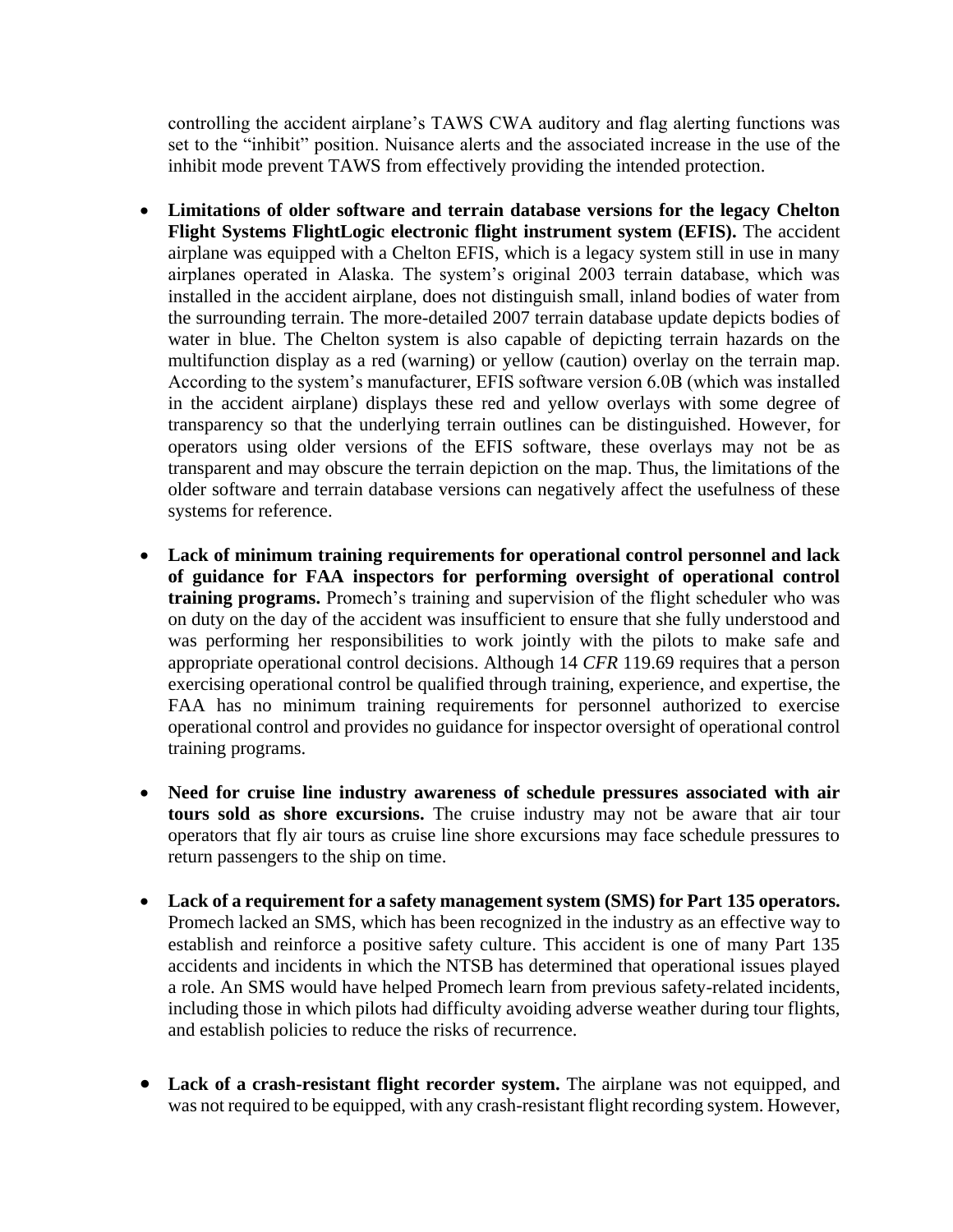controlling the accident airplane's TAWS CWA auditory and flag alerting functions was set to the "inhibit" position. Nuisance alerts and the associated increase in the use of the inhibit mode prevent TAWS from effectively providing the intended protection.

- **Limitations of older software and terrain database versions for the legacy Chelton Flight Systems FlightLogic electronic flight instrument system (EFIS).** The accident airplane was equipped with a Chelton EFIS, which is a legacy system still in use in many airplanes operated in Alaska. The system's original 2003 terrain database, which was installed in the accident airplane, does not distinguish small, inland bodies of water from the surrounding terrain. The more-detailed 2007 terrain database update depicts bodies of water in blue. The Chelton system is also capable of depicting terrain hazards on the multifunction display as a red (warning) or yellow (caution) overlay on the terrain map. According to the system's manufacturer, EFIS software version 6.0B (which was installed in the accident airplane) displays these red and yellow overlays with some degree of transparency so that the underlying terrain outlines can be distinguished. However, for operators using older versions of the EFIS software, these overlays may not be as transparent and may obscure the terrain depiction on the map. Thus, the limitations of the older software and terrain database versions can negatively affect the usefulness of these systems for reference.

- **Lack of minimum training requirements for operational control personnel and lack of guidance for FAA inspectors for performing oversight of operational control training programs.** Promech's training and supervision of the flight scheduler who was on duty on the day of the accident was insufficient to ensure that she fully understood and was performing her responsibilities to work jointly with the pilots to make safe and appropriate operational control decisions. Although 14 *CFR* 119.69 requires that a person exercising operational control be qualified through training, experience, and expertise, the FAA has no minimum training requirements for personnel authorized to exercise operational control and provides no guidance for inspector oversight of operational control training programs.

- **Need for cruise line industry awareness of schedule pressures associated with air tours sold as shore excursions.** The cruise industry may not be aware that air tour operators that fly air tours as cruise line shore excursions may face schedule pressures to return passengers to the ship on time.

- **Lack of a requirement for a safety management system (SMS) for Part 135 operators.** Promech lacked an SMS, which has been recognized in the industry as an effective way to establish and reinforce a positive safety culture. This accident is one of many Part 135 accidents and incidents in which the NTSB has determined that operational issues played a role. An SMS would have helped Promech learn from previous safety-related incidents, including those in which pilots had difficulty avoiding adverse weather during tour flights, and establish policies to reduce the risks of recurrence.

- **Lack of a crash-resistant flight recorder system.** The airplane was not equipped, and was not required to be equipped, with any crash-resistant flight recording system. However,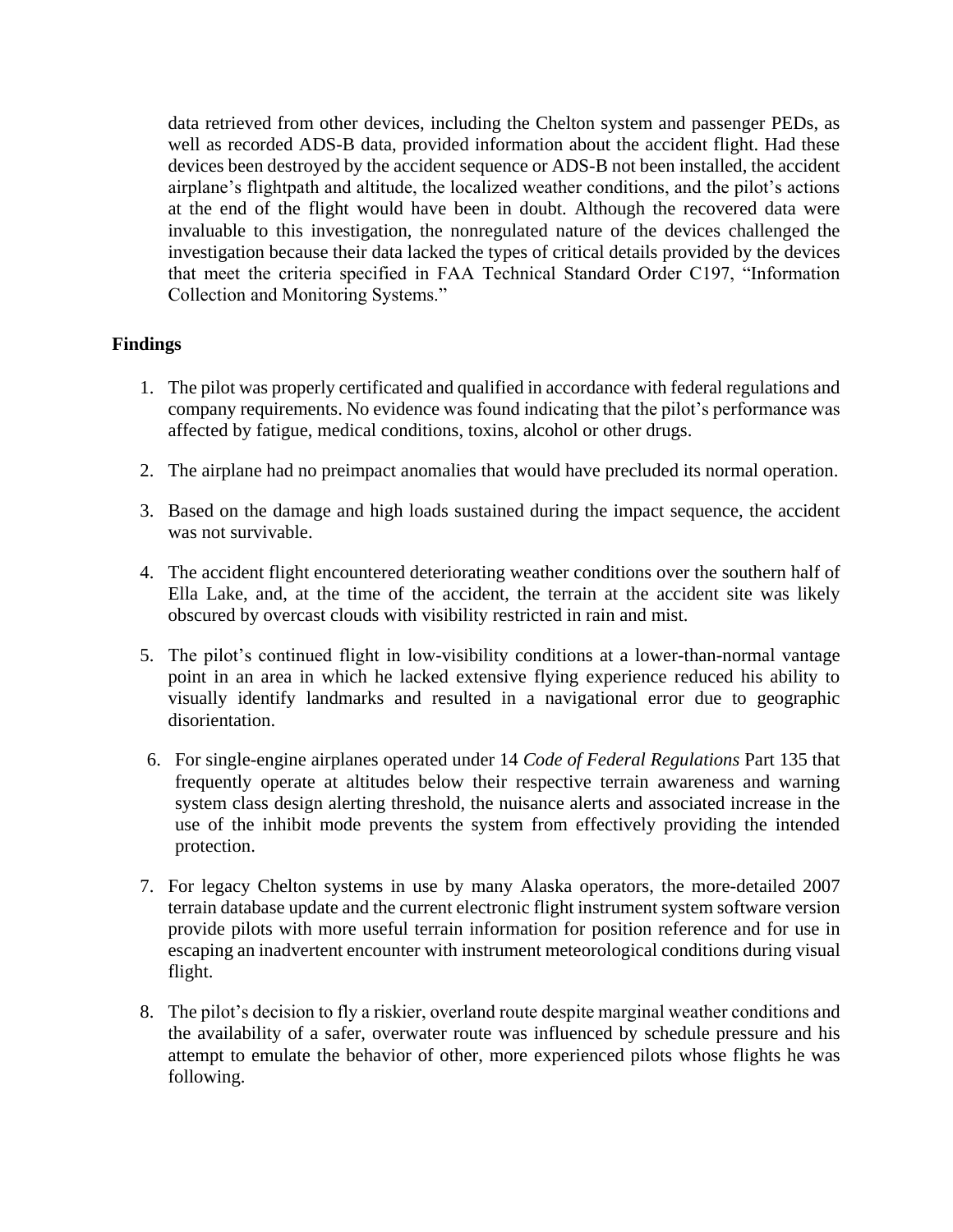data retrieved from other devices, including the Chelton system and passenger PEDs, as well as recorded ADS-B data, provided information about the accident flight. Had these devices been destroyed by the accident sequence or ADS-B not been installed, the accident airplane's flightpath and altitude, the localized weather conditions, and the pilot's actions at the end of the flight would have been in doubt. Although the recovered data were invaluable to this investigation, the nonregulated nature of the devices challenged the investigation because their data lacked the types of critical details provided by the devices that meet the criteria specified in FAA Technical Standard Order C197, "Information Collection and Monitoring Systems."

**Findings**

1. The pilot was properly certificated and qualified in accordance with federal regulations and company requirements. No evidence was found indicating that the pilot's performance was affected by fatigue, medical conditions, toxins, alcohol or other drugs.

2. The airplane had no preimpact anomalies that would have precluded its normal operation.

3. Based on the damage and high loads sustained during the impact sequence, the accident was not survivable.

4. The accident flight encountered deteriorating weather conditions over the southern half of Ella Lake, and, at the time of the accident, the terrain at the accident site was likely obscured by overcast clouds with visibility restricted in rain and mist.

5. The pilot's continued flight in low-visibility conditions at a lower-than-normal vantage point in an area in which he lacked extensive flying experience reduced his ability to visually identify landmarks and resulted in a navigational error due to geographic disorientation.

6. For single-engine airplanes operated under 14 *Code of Federal Regulations* Part 135 that frequently operate at altitudes below their respective terrain awareness and warning system class design alerting threshold, the nuisance alerts and associated increase in the use of the inhibit mode prevents the system from effectively providing the intended protection.

7. For legacy Chelton systems in use by many Alaska operators, the more-detailed 2007 terrain database update and the current electronic flight instrument system software version provide pilots with more useful terrain information for position reference and for use in escaping an inadvertent encounter with instrument meteorological conditions during visual flight.

8. The pilot's decision to fly a riskier, overland route despite marginal weather conditions and the availability of a safer, overwater route was influenced by schedule pressure and his attempt to emulate the behavior of other, more experienced pilots whose flights he was following.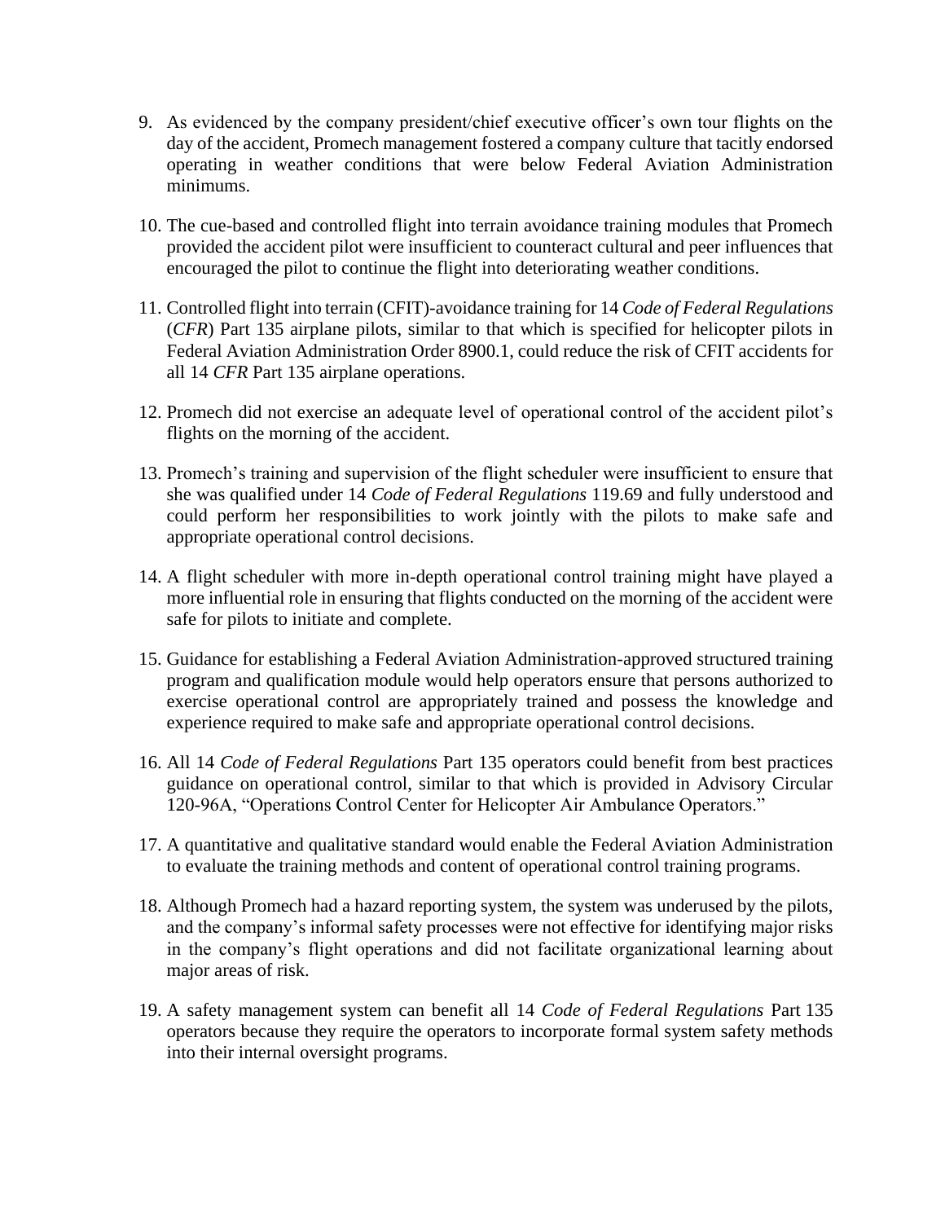9. As evidenced by the company president/chief executive officer's own tour flights on the day of the accident, Promech management fostered a company culture that tacitly endorsed operating in weather conditions that were below Federal Aviation Administration minimums.

10. The cue-based and controlled flight into terrain avoidance training modules that Promech provided the accident pilot were insufficient to counteract cultural and peer influences that encouraged the pilot to continue the flight into deteriorating weather conditions.

11. Controlled flight into terrain (CFIT)-avoidance training for 14 *Code of Federal Regulations* (*CFR*) Part 135 airplane pilots, similar to that which is specified for helicopter pilots in Federal Aviation Administration Order 8900.1, could reduce the risk of CFIT accidents for all 14 *CFR* Part 135 airplane operations.

12. Promech did not exercise an adequate level of operational control of the accident pilot's flights on the morning of the accident.

13. Promech's training and supervision of the flight scheduler were insufficient to ensure that she was qualified under 14 *Code of Federal Regulations* 119.69 and fully understood and could perform her responsibilities to work jointly with the pilots to make safe and appropriate operational control decisions.

14. A flight scheduler with more in-depth operational control training might have played a more influential role in ensuring that flights conducted on the morning of the accident were safe for pilots to initiate and complete.

15. Guidance for establishing a Federal Aviation Administration-approved structured training program and qualification module would help operators ensure that persons authorized to exercise operational control are appropriately trained and possess the knowledge and experience required to make safe and appropriate operational control decisions.

16. All 14 *Code of Federal Regulations* Part 135 operators could benefit from best practices guidance on operational control, similar to that which is provided in Advisory Circular 120-96A, "Operations Control Center for Helicopter Air Ambulance Operators."

17. A quantitative and qualitative standard would enable the Federal Aviation Administration to evaluate the training methods and content of operational control training programs.

18. Although Promech had a hazard reporting system, the system was underused by the pilots, and the company's informal safety processes were not effective for identifying major risks in the company's flight operations and did not facilitate organizational learning about major areas of risk.

19. A safety management system can benefit all 14 *Code of Federal Regulations* Part 135 operators because they require the operators to incorporate formal system safety methods into their internal oversight programs.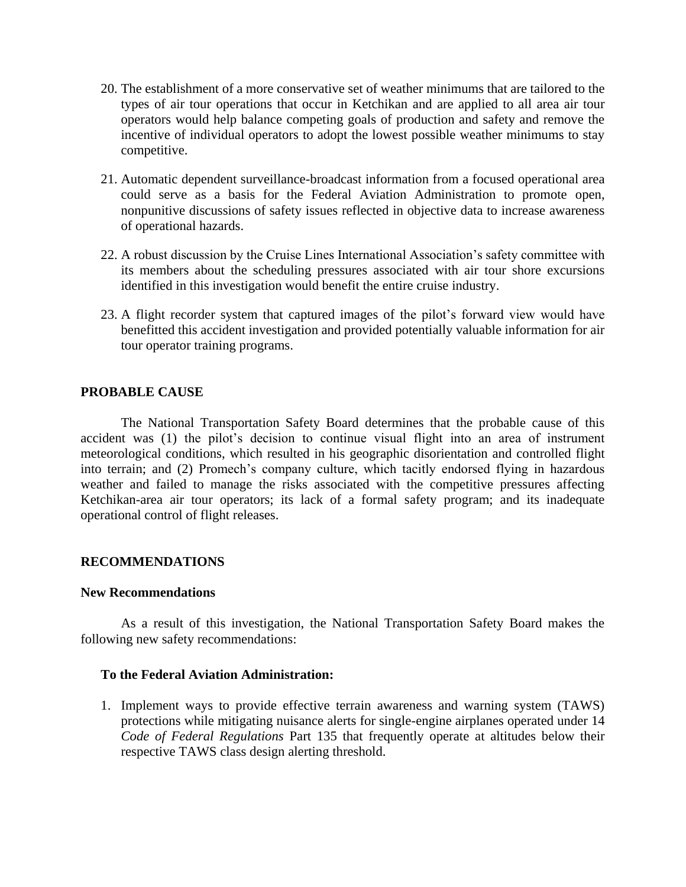20. The establishment of a more conservative set of weather minimums that are tailored to the types of air tour operations that occur in Ketchikan and are applied to all area air tour operators would help balance competing goals of production and safety and remove the incentive of individual operators to adopt the lowest possible weather minimums to stay competitive.

21. Automatic dependent surveillance-broadcast information from a focused operational area could serve as a basis for the Federal Aviation Administration to promote open, nonpunitive discussions of safety issues reflected in objective data to increase awareness of operational hazards.

22. A robust discussion by the Cruise Lines International Association's safety committee with its members about the scheduling pressures associated with air tour shore excursions identified in this investigation would benefit the entire cruise industry.

23. A flight recorder system that captured images of the pilot's forward view would have benefitted this accident investigation and provided potentially valuable information for air tour operator training programs.

## PROBABLE CAUSE

The National Transportation Safety Board determines that the probable cause of this accident was (1) the pilot's decision to continue visual flight into an area of instrument meteorological conditions, which resulted in his geographic disorientation and controlled flight into terrain; and (2) Promech's company culture, which tacitly endorsed flying in hazardous weather and failed to manage the risks associated with the competitive pressures affecting Ketchikan-area air tour operators; its lack of a formal safety program; and its inadequate operational control of flight releases.

## RECOMMENDATIONS

### New Recommendations

As a result of this investigation, the National Transportation Safety Board makes the following new safety recommendations:

#### To the Federal Aviation Administration:

1. Implement ways to provide effective terrain awareness and warning system (TAWS) protections while mitigating nuisance alerts for single-engine airplanes operated under 14 *Code of Federal Regulations* Part 135 that frequently operate at altitudes below their respective TAWS class design alerting threshold.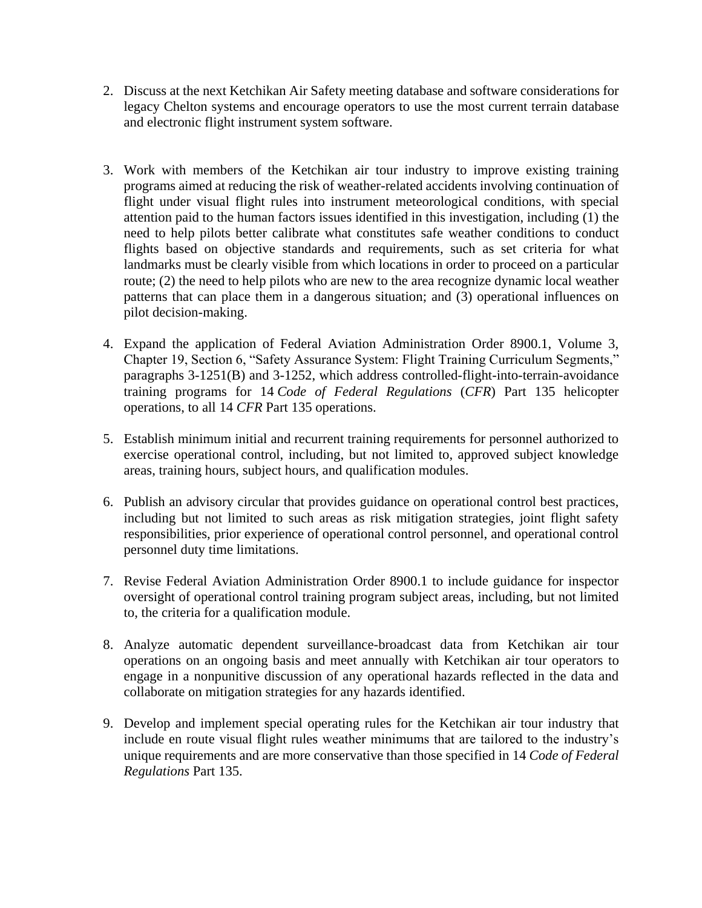2. Discuss at the next Ketchikan Air Safety meeting database and software considerations for legacy Chelton systems and encourage operators to use the most current terrain database and electronic flight instrument system software.

3. Work with members of the Ketchikan air tour industry to improve existing training programs aimed at reducing the risk of weather-related accidents involving continuation of flight under visual flight rules into instrument meteorological conditions, with special attention paid to the human factors issues identified in this investigation, including (1) the need to help pilots better calibrate what constitutes safe weather conditions to conduct flights based on objective standards and requirements, such as set criteria for what landmarks must be clearly visible from which locations in order to proceed on a particular route; (2) the need to help pilots who are new to the area recognize dynamic local weather patterns that can place them in a dangerous situation; and (3) operational influences on pilot decision-making.

4. Expand the application of Federal Aviation Administration Order 8900.1, Volume 3, Chapter 19, Section 6, "Safety Assurance System: Flight Training Curriculum Segments," paragraphs 3-1251(B) and 3-1252, which address controlled-flight-into-terrain-avoidance training programs for 14 *Code of Federal Regulations* (*CFR*) Part 135 helicopter operations, to all 14 *CFR* Part 135 operations.

5. Establish minimum initial and recurrent training requirements for personnel authorized to exercise operational control, including, but not limited to, approved subject knowledge areas, training hours, subject hours, and qualification modules.

6. Publish an advisory circular that provides guidance on operational control best practices, including but not limited to such areas as risk mitigation strategies, joint flight safety responsibilities, prior experience of operational control personnel, and operational control personnel duty time limitations.

7. Revise Federal Aviation Administration Order 8900.1 to include guidance for inspector oversight of operational control training program subject areas, including, but not limited to, the criteria for a qualification module.

8. Analyze automatic dependent surveillance-broadcast data from Ketchikan air tour operations on an ongoing basis and meet annually with Ketchikan air tour operators to engage in a nonpunitive discussion of any operational hazards reflected in the data and collaborate on mitigation strategies for any hazards identified.

9. Develop and implement special operating rules for the Ketchikan air tour industry that include en route visual flight rules weather minimums that are tailored to the industry's unique requirements and are more conservative than those specified in 14 *Code of Federal Regulations* Part 135.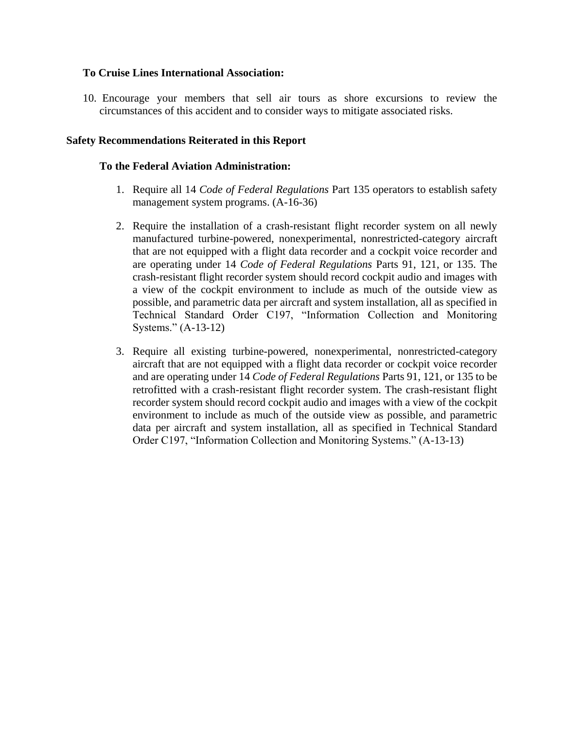**To Cruise Lines International Association:**

10. Encourage your members that sell air tours as shore excursions to review the circumstances of this accident and to consider ways to mitigate associated risks.

## Safety Recommendations Reiterated in this Report

**To the Federal Aviation Administration:**

1. Require all 14 *Code of Federal Regulations* Part 135 operators to establish safety management system programs. (A-16-36)

2. Require the installation of a crash-resistant flight recorder system on all newly manufactured turbine-powered, nonexperimental, nonrestricted-category aircraft that are not equipped with a flight data recorder and a cockpit voice recorder and are operating under 14 *Code of Federal Regulations* Parts 91, 121, or 135. The crash-resistant flight recorder system should record cockpit audio and images with a view of the cockpit environment to include as much of the outside view as possible, and parametric data per aircraft and system installation, all as specified in Technical Standard Order C197, "Information Collection and Monitoring Systems." (A-13-12)

3. Require all existing turbine-powered, nonexperimental, nonrestricted-category aircraft that are not equipped with a flight data recorder or cockpit voice recorder and are operating under 14 *Code of Federal Regulations* Parts 91, 121, or 135 to be retrofitted with a crash-resistant flight recorder system. The crash-resistant flight recorder system should record cockpit audio and images with a view of the cockpit environment to include as much of the outside view as possible, and parametric data per aircraft and system installation, all as specified in Technical Standard Order C197, "Information Collection and Monitoring Systems." (A-13-13)